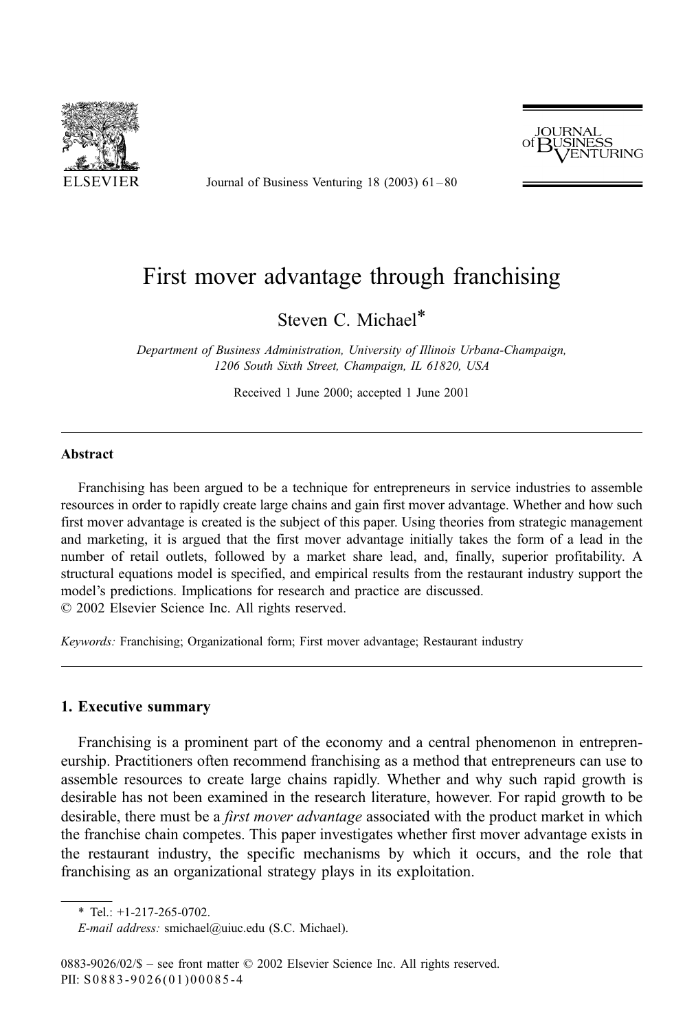# First mover advantage through franchising

Steven C. Michael*

*Department of Business Administration, University of Illinois Urbana-Champaign, 1206 South Sixth Street, Champaign, IL 61820, USA*

Received 1 June 2000; accepted 1 June 2001

---

## Abstract

Franchising has been argued to be a technique for entrepreneurs in service industries to assemble resources in order to rapidly create large chains and gain first mover advantage. Whether and how such first mover advantage is created is the subject of this paper. Using theories from strategic management and marketing, it is argued that the first mover advantage initially takes the form of a lead in the number of retail outlets, followed by a market share lead, and, finally, superior profitability. A structural equations model is specified, and empirical results from the restaurant industry support the model's predictions. Implications for research and practice are discussed.

© 2002 Elsevier Science Inc. All rights reserved.

*Keywords:* Franchising; Organizational form; First mover advantage; Restaurant industry

---

## 1. Executive summary

Franchising is a prominent part of the economy and a central phenomenon in entrepreneurship. Practitioners often recommend franchising as a method that entrepreneurs can use to assemble resources to create large chains rapidly. Whether and why such rapid growth is desirable has not been examined in the research literature, however. For rapid growth to be desirable, there must be a *first mover advantage* associated with the product market in which the franchise chain competes. This paper investigates whether first mover advantage exists in the restaurant industry, the specific mechanisms by which it occurs, and the role that franchising as an organizational strategy plays in its exploitation.

---

\* Tel.: +1-217-265-0702.

*E-mail address:* smichael@uiuc.edu (S.C. Michael).

0883-9026/02/$ – see front matter © 2002 Elsevier Science Inc. All rights reserved.
PII: S0883-9026(01)00085-4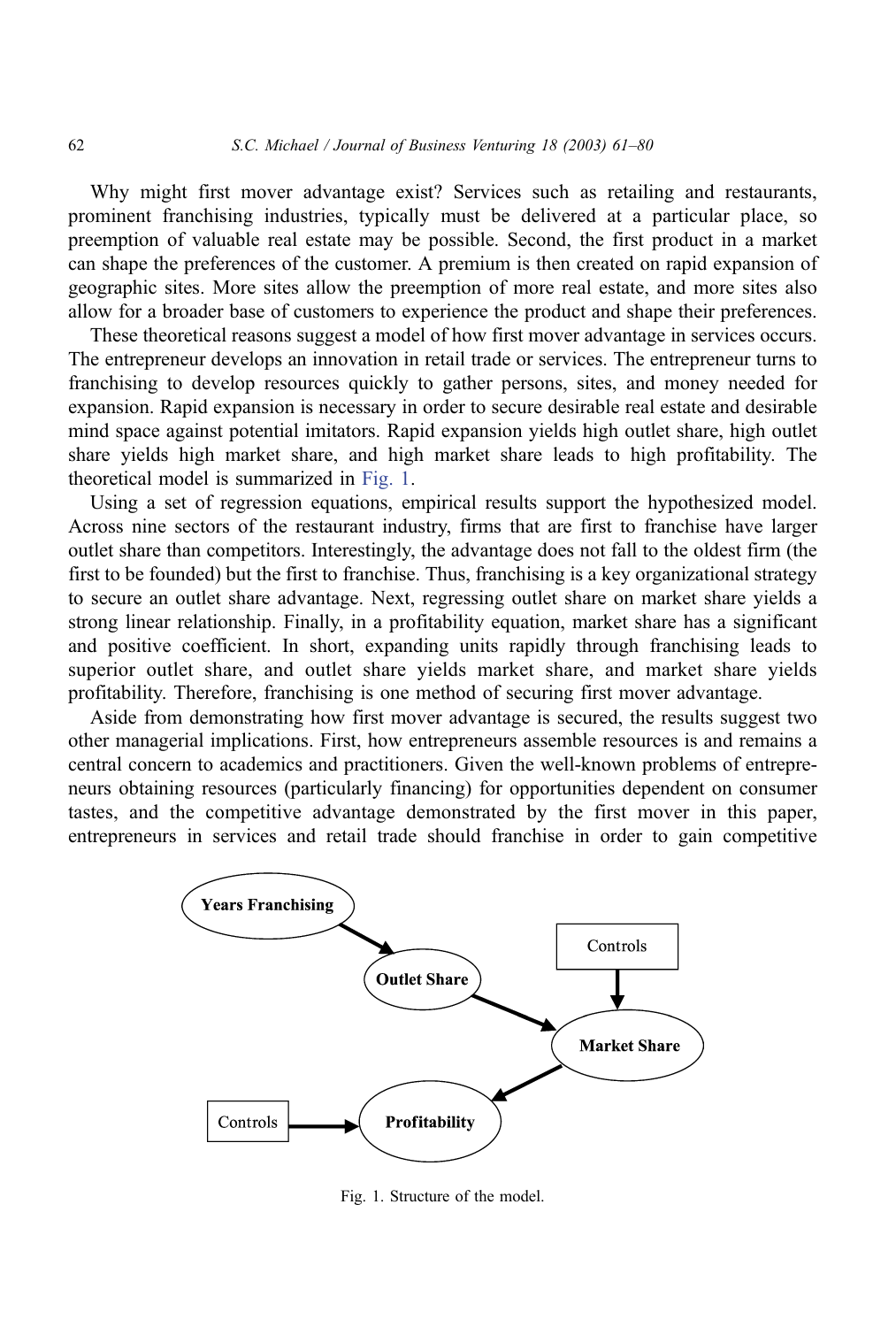Why might first mover advantage exist? Services such as retailing and restaurants, prominent franchising industries, typically must be delivered at a particular place, so preemption of valuable real estate may be possible. Second, the first product in a market can shape the preferences of the customer. A premium is then created on rapid expansion of geographic sites. More sites allow the preemption of more real estate, and more sites also allow for a broader base of customers to experience the product and shape their preferences.

These theoretical reasons suggest a model of how first mover advantage in services occurs. The entrepreneur develops an innovation in retail trade or services. The entrepreneur turns to franchising to develop resources quickly to gather persons, sites, and money needed for expansion. Rapid expansion is necessary in order to secure desirable real estate and desirable mind space against potential imitators. Rapid expansion yields high outlet share, high outlet share yields high market share, and high market share leads to high profitability. The theoretical model is summarized in Fig. 1.

Using a set of regression equations, empirical results support the hypothesized model. Across nine sectors of the restaurant industry, firms that are first to franchise have larger outlet share than competitors. Interestingly, the advantage does not fall to the oldest firm (the first to be founded) but the first to franchise. Thus, franchising is a key organizational strategy to secure an outlet share advantage. Next, regressing outlet share on market share yields a strong linear relationship. Finally, in a profitability equation, market share has a significant and positive coefficient. In short, expanding units rapidly through franchising leads to superior outlet share, and outlet share yields market share, and market share yields profitability. Therefore, franchising is one method of securing first mover advantage.

Aside from demonstrating how first mover advantage is secured, the results suggest two other managerial implications. First, how entrepreneurs assemble resources is and remains a central concern to academics and practitioners. Given the well-known problems of entrepreneurs obtaining resources (particularly financing) for opportunities dependent on consumer tastes, and the competitive advantage demonstrated by the first mover in this paper, entrepreneurs in services and retail trade should franchise in order to gain competitive

Fig. 1. Structure of the model.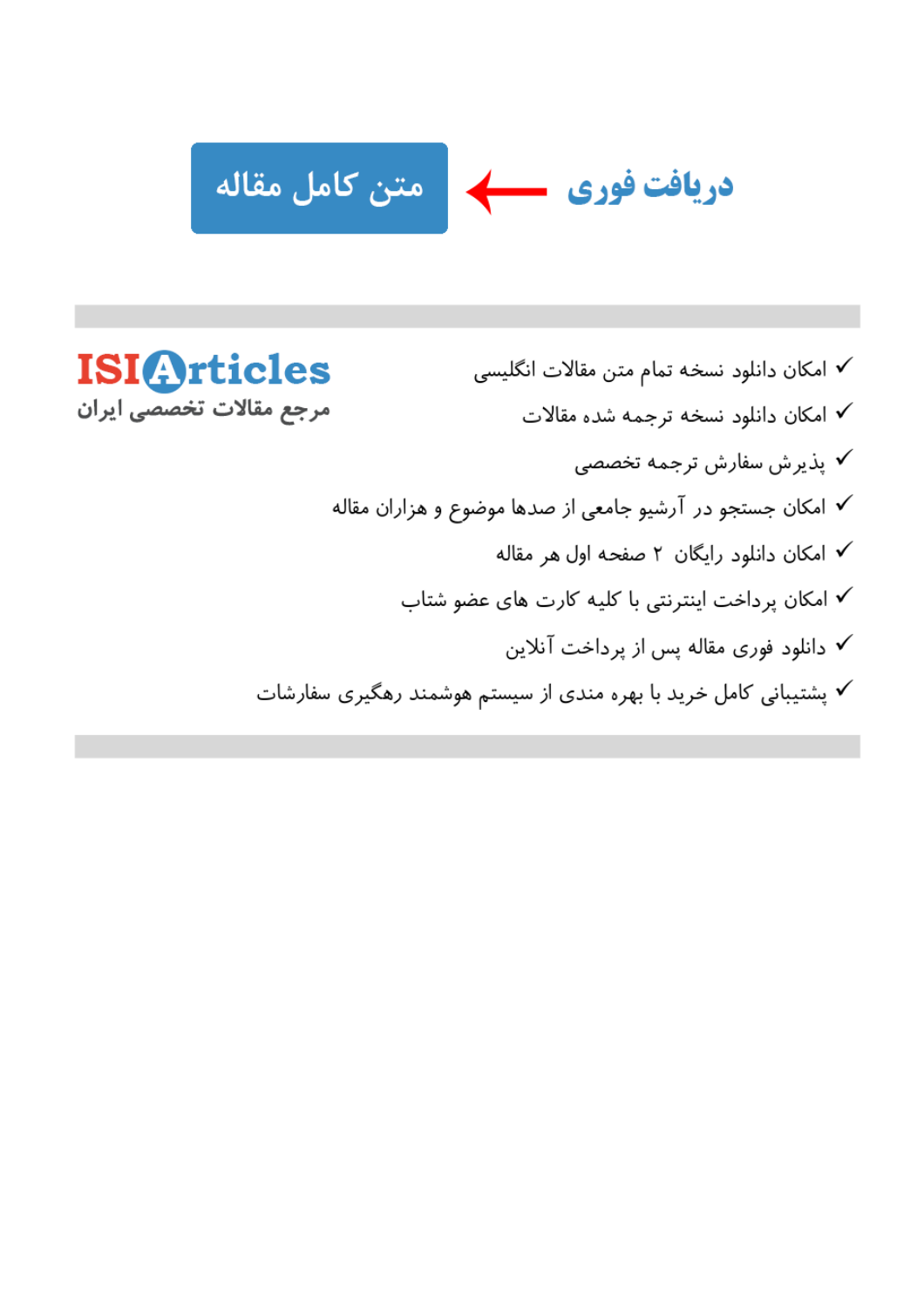دریافت فوری ← متن کامل مقاله

**ISIArticles**
مرجع مقالات تخصصی ایران

- ✓ امکان دانلود نسخه تمام متن مقالات انگلیسی
- ✓ امکان دانلود نسخه ترجمه شده مقالات
- ✓ پذیرش سفارش ترجمه تخصصی
- ✓ امکان جستجو در آرشیو جامعی از صدها موضوع و هزاران مقاله
- ✓ امکان دانلود رایگان ۲ صفحه اول هر مقاله
- ✓ امکان پرداخت اینترنتی با کلیه کارت های عضو شتاب
- ✓ دانلود فوری مقاله پس از پرداخت آنلاین
- ✓ پشتیبانی کامل خرید با بهره مندی از سیستم هوشمند رهگیری سفارشات